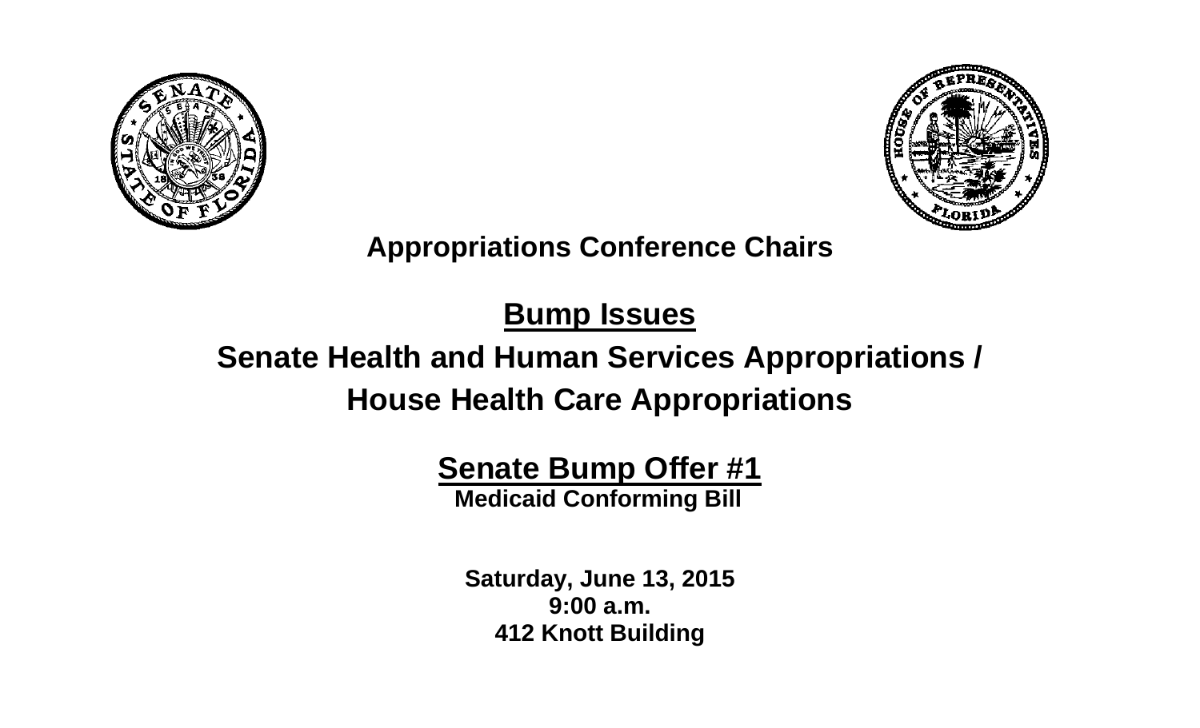**Appropriations Conference Chairs**

## Bump Issues

## Senate Health and Human Services Appropriations / House Health Care Appropriations

### Senate Bump Offer #1

**Medicaid Conforming Bill**

**Saturday, June 13, 2015**
**9:00 a.m.**
**412 Knott Building**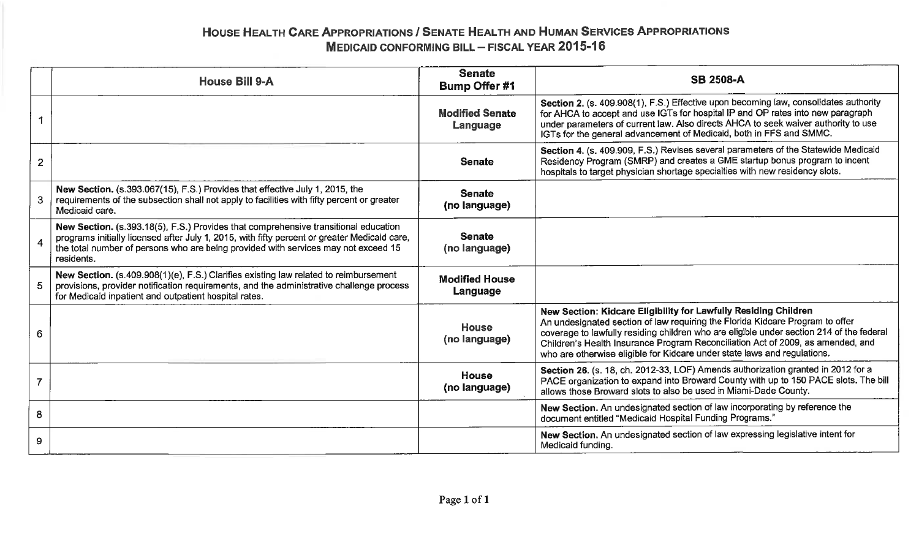# House Health Care Appropriations / Senate Health and Human Services Appropriations
## Medicaid Conforming Bill – Fiscal Year 2015-16

| | House Bill 9-A | Senate Bump Offer #1 | SB 2508-A |
|---|---|---|---|
| 1 | | **Modified Senate Language** | **Section 2.** (s. 409.908(1), F.S.) Effective upon becoming law, consolidates authority for AHCA to accept and use IGTs for hospital IP and OP rates into new paragraph under parameters of current law. Also directs AHCA to seek waiver authority to use IGTs for the general advancement of Medicaid, both in FFS and SMMC. |
| 2 | | **Senate** | **Section 4.** (s. 409.909, F.S.) Revises several parameters of the Statewide Medicaid Residency Program (SMRP) and creates a GME startup bonus program to incent hospitals to target physician shortage specialties with new residency slots. |
| 3 | **New Section.** (s.393.067(15), F.S.) Provides that effective July 1, 2015, the requirements of the subsection shall not apply to facilities with fifty percent or greater Medicaid care. | **Senate (no language)** | |
| 4 | **New Section.** (s.393.18(5), F.S.) Provides that comprehensive transitional education programs initially licensed after July 1, 2015, with fifty percent or greater Medicaid care, the total number of persons who are being provided with services may not exceed 15 residents. | **Senate (no language)** | |
| 5 | **New Section.** (s.409.908(1)(e), F.S.) Clarifies existing law related to reimbursement provisions, provider notification requirements, and the administrative challenge process for Medicaid inpatient and outpatient hospital rates. | **Modified House Language** | |
| 6 | | **House (no language)** | **New Section: Kidcare Eligibility for Lawfully Residing Children** An undesignated section of law requiring the Florida Kidcare Program to offer coverage to lawfully residing children who are eligible under section 214 of the federal Children's Health Insurance Program Reconciliation Act of 2009, as amended, and who are otherwise eligible for Kidcare under state laws and regulations. |
| 7 | | **House (no language)** | **Section 26.** (s. 18, ch. 2012-33, LOF) Amends authorization granted in 2012 for a PACE organization to expand into Broward County with up to 150 PACE slots. The bill allows those Broward slots to also be used in Miami-Dade County. |
| 8 | | | **New Section.** An undesignated section of law incorporating by reference the document entitled "Medicaid Hospital Funding Programs." |
| 9 | | | **New Section.** An undesignated section of law expressing legislative intent for Medicaid funding. |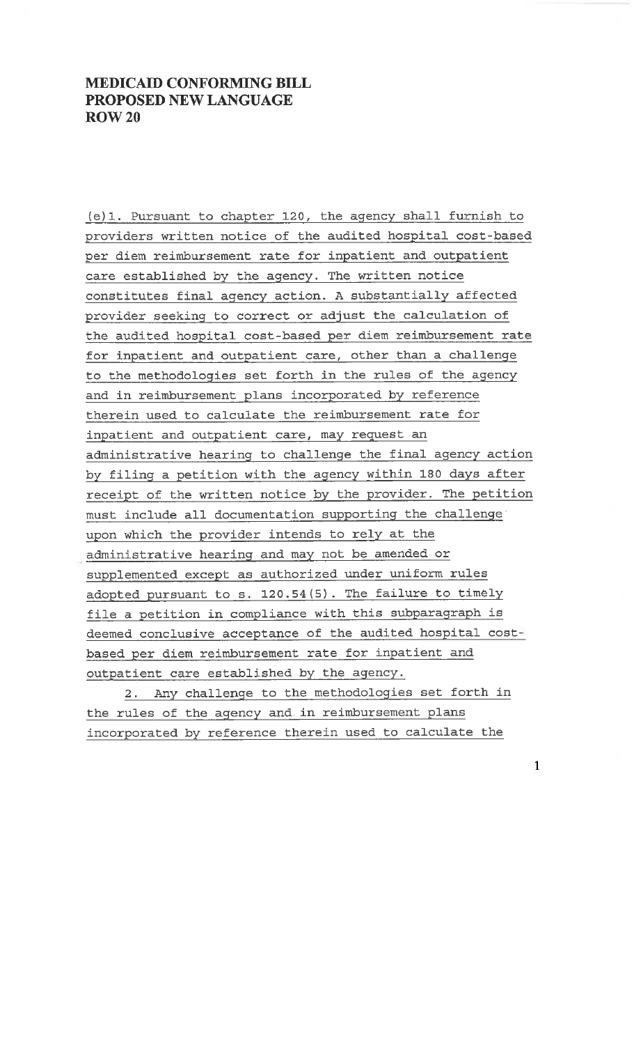**MEDICAID CONFORMING BILL**
**PROPOSED NEW LANGUAGE**
**ROW 20**

(e)1. Pursuant to chapter 120, the agency shall furnish to providers written notice of the audited hospital cost-based per diem reimbursement rate for inpatient and outpatient care established by the agency. The written notice constitutes final agency action. A substantially affected provider seeking to correct or adjust the calculation of the audited hospital cost-based per diem reimbursement rate for inpatient and outpatient care, other than a challenge to the methodologies set forth in the rules of the agency and in reimbursement plans incorporated by reference therein used to calculate the reimbursement rate for inpatient and outpatient care, may request an administrative hearing to challenge the final agency action by filing a petition with the agency within 180 days after receipt of the written notice by the provider. The petition must include all documentation supporting the challenge upon which the provider intends to rely at the administrative hearing and may not be amended or supplemented except as authorized under uniform rules adopted pursuant to s. 120.54(5). The failure to timely file a petition in compliance with this subparagraph is deemed conclusive acceptance of the audited hospital cost-based per diem reimbursement rate for inpatient and outpatient care established by the agency.

2. Any challenge to the methodologies set forth in the rules of the agency and in reimbursement plans incorporated by reference therein used to calculate the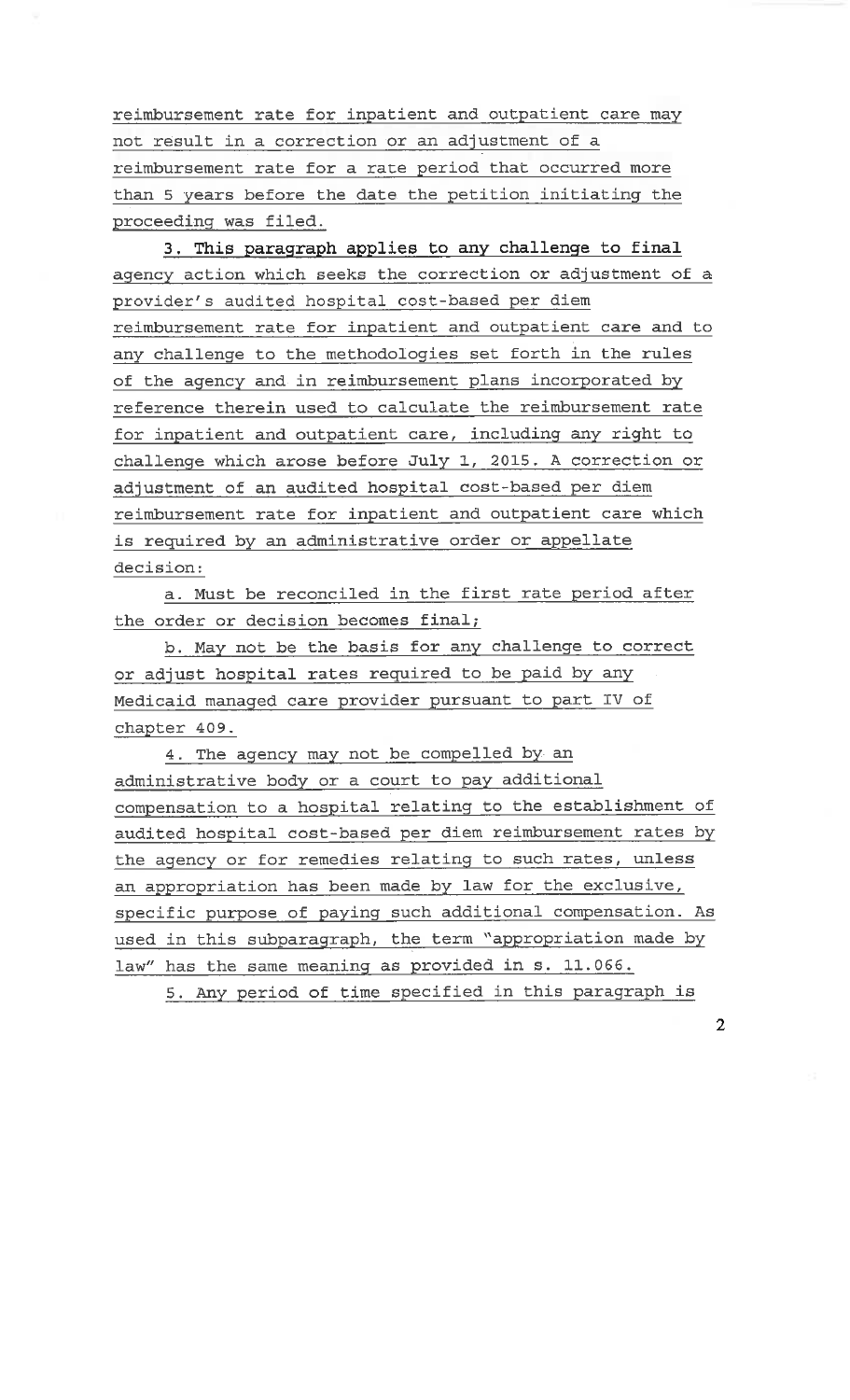reimbursement rate for inpatient and outpatient care may not result in a correction or an adjustment of a reimbursement rate for a rate period that occurred more than 5 years before the date the petition initiating the proceeding was filed.

3. This paragraph applies to any challenge to final agency action which seeks the correction or adjustment of a provider's audited hospital cost-based per diem reimbursement rate for inpatient and outpatient care and to any challenge to the methodologies set forth in the rules of the agency and in reimbursement plans incorporated by reference therein used to calculate the reimbursement rate for inpatient and outpatient care, including any right to challenge which arose before July 1, 2015. A correction or adjustment of an audited hospital cost-based per diem reimbursement rate for inpatient and outpatient care which is required by an administrative order or appellate decision:

a. Must be reconciled in the first rate period after the order or decision becomes final;

b. May not be the basis for any challenge to correct or adjust hospital rates required to be paid by any Medicaid managed care provider pursuant to part IV of chapter 409.

4. The agency may not be compelled by an administrative body or a court to pay additional compensation to a hospital relating to the establishment of audited hospital cost-based per diem reimbursement rates by the agency or for remedies relating to such rates, unless an appropriation has been made by law for the exclusive, specific purpose of paying such additional compensation. As used in this subparagraph, the term "appropriation made by law" has the same meaning as provided in s. 11.066.

5. Any period of time specified in this paragraph is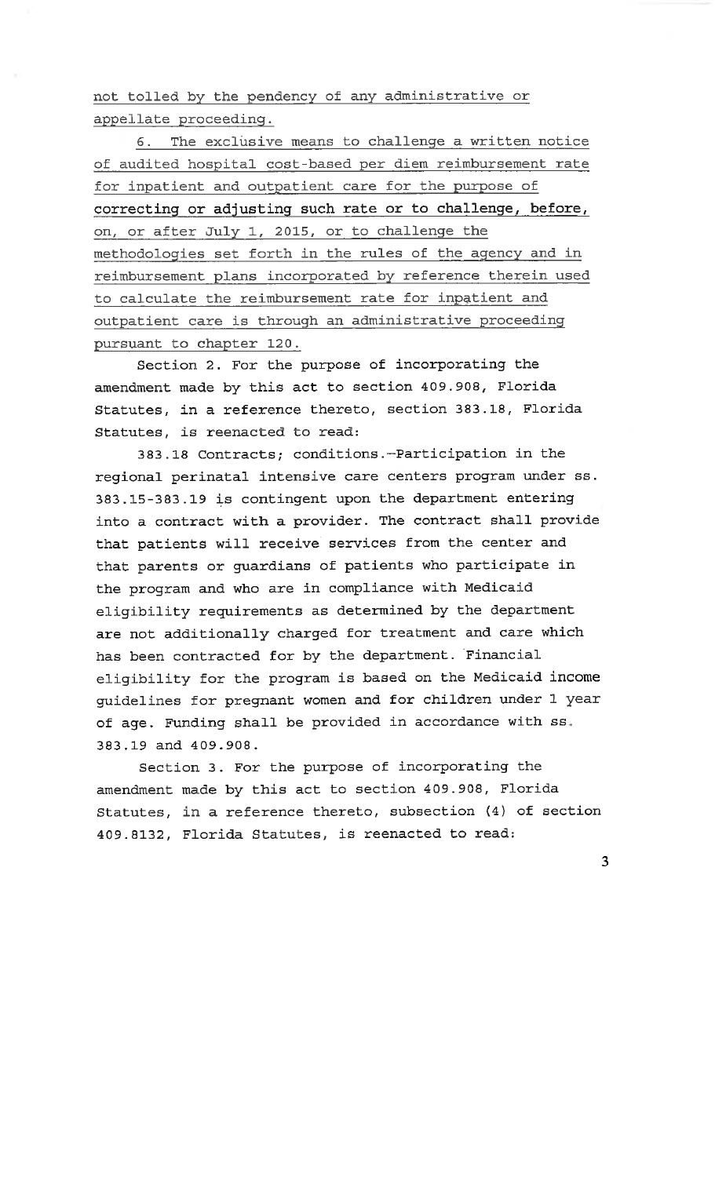not tolled by the pendency of any administrative or appellate proceeding.

6. The exclusive means to challenge a written notice of audited hospital cost-based per diem reimbursement rate for inpatient and outpatient care for the purpose of correcting or adjusting such rate or to challenge, before, on, or after July 1, 2015, or to challenge the methodologies set forth in the rules of the agency and in reimbursement plans incorporated by reference therein used to calculate the reimbursement rate for inpatient and outpatient care is through an administrative proceeding pursuant to chapter 120.

Section 2. For the purpose of incorporating the amendment made by this act to section 409.908, Florida Statutes, in a reference thereto, section 383.18, Florida Statutes, is reenacted to read:

383.18 Contracts; conditions.—Participation in the regional perinatal intensive care centers program under ss. 383.15-383.19 is contingent upon the department entering into a contract with a provider. The contract shall provide that patients will receive services from the center and that parents or guardians of patients who participate in the program and who are in compliance with Medicaid eligibility requirements as determined by the department are not additionally charged for treatment and care which has been contracted for by the department. Financial eligibility for the program is based on the Medicaid income guidelines for pregnant women and for children under 1 year of age. Funding shall be provided in accordance with ss. 383.19 and 409.908.

Section 3. For the purpose of incorporating the amendment made by this act to section 409.908, Florida Statutes, in a reference thereto, subsection (4) of section 409.8132, Florida Statutes, is reenacted to read: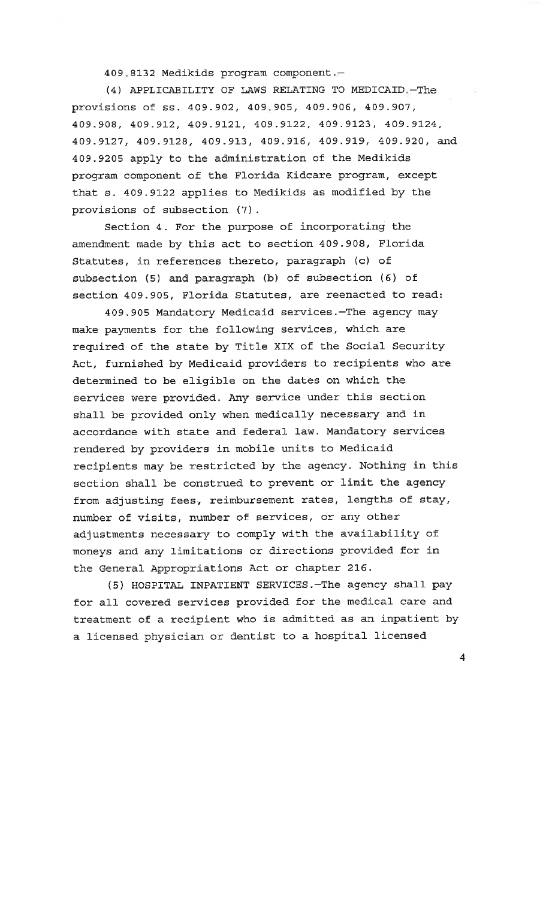409.8132 Medikids program component.—

(4) APPLICABILITY OF LAWS RELATING TO MEDICAID.—The provisions of ss. 409.902, 409.905, 409.906, 409.907, 409.908, 409.912, 409.9121, 409.9122, 409.9123, 409.9124, 409.9127, 409.9128, 409.913, 409.916, 409.919, 409.920, and 409.9205 apply to the administration of the Medikids program component of the Florida Kidcare program, except that s. 409.9122 applies to Medikids as modified by the provisions of subsection (7).

Section 4. For the purpose of incorporating the amendment made by this act to section 409.908, Florida Statutes, in references thereto, paragraph (c) of subsection (5) and paragraph (b) of subsection (6) of section 409.905, Florida Statutes, are reenacted to read:

409.905 Mandatory Medicaid services.—The agency may make payments for the following services, which are required of the state by Title XIX of the Social Security Act, furnished by Medicaid providers to recipients who are determined to be eligible on the dates on which the services were provided. Any service under this section shall be provided only when medically necessary and in accordance with state and federal law. Mandatory services rendered by providers in mobile units to Medicaid recipients may be restricted by the agency. Nothing in this section shall be construed to prevent or limit the agency from adjusting fees, reimbursement rates, lengths of stay, number of visits, number of services, or any other adjustments necessary to comply with the availability of moneys and any limitations or directions provided for in the General Appropriations Act or chapter 216.

(5) HOSPITAL INPATIENT SERVICES.—The agency shall pay for all covered services provided for the medical care and treatment of a recipient who is admitted as an inpatient by a licensed physician or dentist to a hospital licensed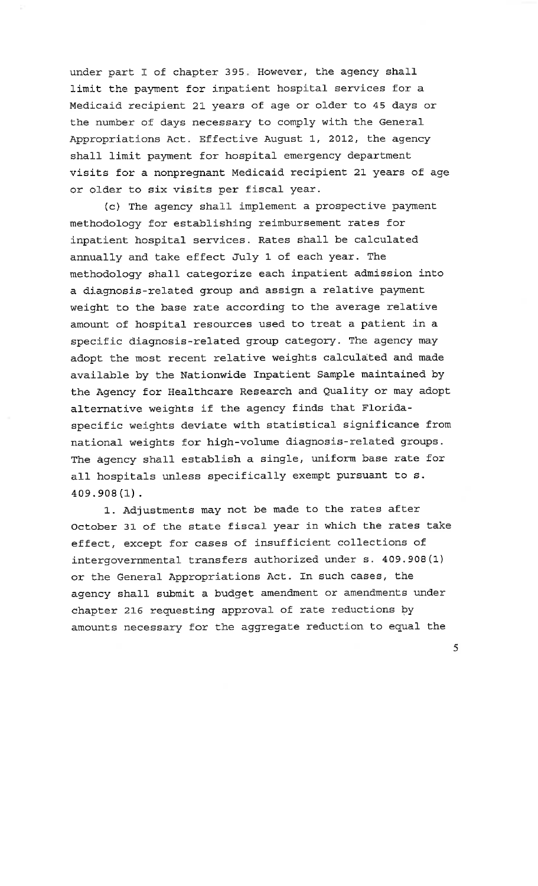under part I of chapter 395. However, the agency shall limit the payment for inpatient hospital services for a Medicaid recipient 21 years of age or older to 45 days or the number of days necessary to comply with the General Appropriations Act. Effective August 1, 2012, the agency shall limit payment for hospital emergency department visits for a nonpregnant Medicaid recipient 21 years of age or older to six visits per fiscal year.

(c) The agency shall implement a prospective payment methodology for establishing reimbursement rates for inpatient hospital services. Rates shall be calculated annually and take effect July 1 of each year. The methodology shall categorize each inpatient admission into a diagnosis-related group and assign a relative payment weight to the base rate according to the average relative amount of hospital resources used to treat a patient in a specific diagnosis-related group category. The agency may adopt the most recent relative weights calculated and made available by the Nationwide Inpatient Sample maintained by the Agency for Healthcare Research and Quality or may adopt alternative weights if the agency finds that Florida-specific weights deviate with statistical significance from national weights for high-volume diagnosis-related groups. The agency shall establish a single, uniform base rate for all hospitals unless specifically exempt pursuant to s. 409.908(1).

1. Adjustments may not be made to the rates after October 31 of the state fiscal year in which the rates take effect, except for cases of insufficient collections of intergovernmental transfers authorized under s. 409.908(1) or the General Appropriations Act. In such cases, the agency shall submit a budget amendment or amendments under chapter 216 requesting approval of rate reductions by amounts necessary for the aggregate reduction to equal the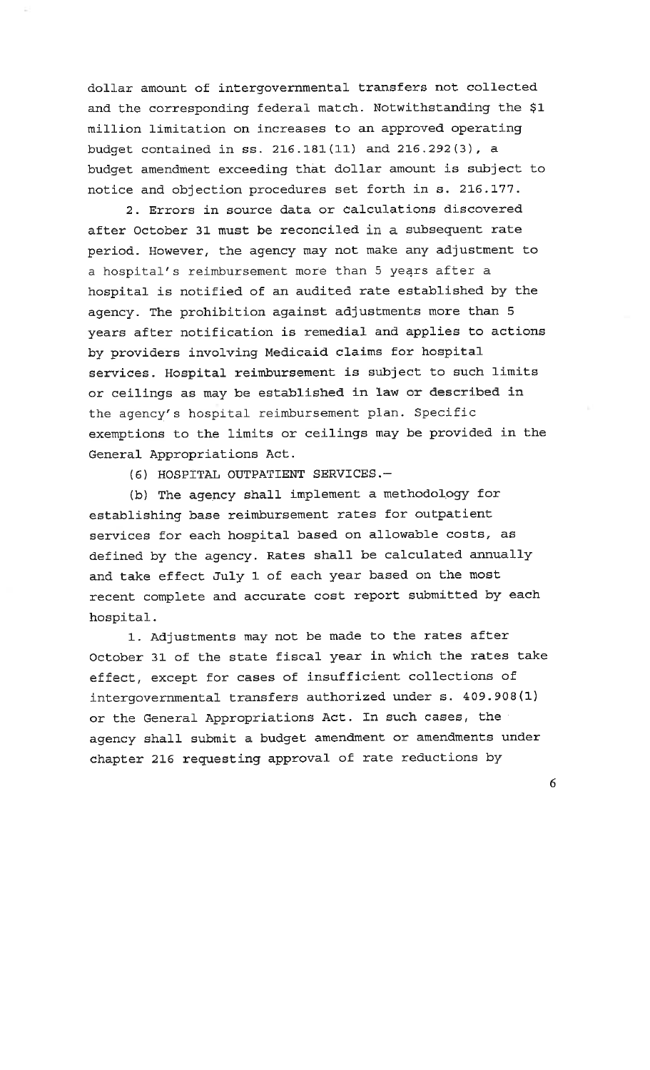dollar amount of intergovernmental transfers not collected and the corresponding federal match. Notwithstanding the $1 million limitation on increases to an approved operating budget contained in ss. 216.181(11) and 216.292(3), a budget amendment exceeding that dollar amount is subject to notice and objection procedures set forth in s. 216.177.

2. Errors in source data or calculations discovered after October 31 must be reconciled in a subsequent rate period. However, the agency may not make any adjustment to a hospital's reimbursement more than 5 years after a hospital is notified of an audited rate established by the agency. The prohibition against adjustments more than 5 years after notification is remedial and applies to actions by providers involving Medicaid claims for hospital services. Hospital reimbursement is subject to such limits or ceilings as may be established in law or described in the agency's hospital reimbursement plan. Specific exemptions to the limits or ceilings may be provided in the General Appropriations Act.

(6) HOSPITAL OUTPATIENT SERVICES.—

(b) The agency shall implement a methodology for establishing base reimbursement rates for outpatient services for each hospital based on allowable costs, as defined by the agency. Rates shall be calculated annually and take effect July 1 of each year based on the most recent complete and accurate cost report submitted by each hospital.

1. Adjustments may not be made to the rates after October 31 of the state fiscal year in which the rates take effect, except for cases of insufficient collections of intergovernmental transfers authorized under s. 409.908(1) or the General Appropriations Act. In such cases, the agency shall submit a budget amendment or amendments under chapter 216 requesting approval of rate reductions by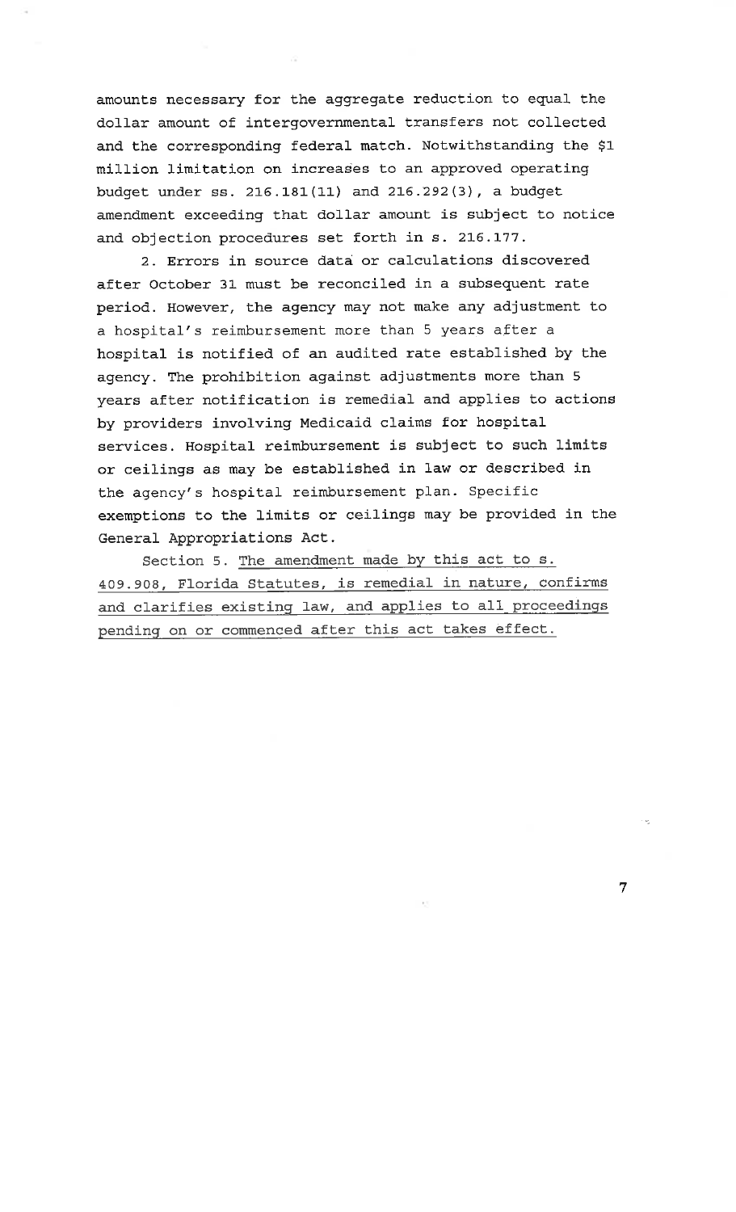amounts necessary for the aggregate reduction to equal the dollar amount of intergovernmental transfers not collected and the corresponding federal match. Notwithstanding the $1 million limitation on increases to an approved operating budget under ss. 216.181(11) and 216.292(3), a budget amendment exceeding that dollar amount is subject to notice and objection procedures set forth in s. 216.177.

2. Errors in source data or calculations discovered after October 31 must be reconciled in a subsequent rate period. However, the agency may not make any adjustment to a hospital's reimbursement more than 5 years after a hospital is notified of an audited rate established by the agency. The prohibition against adjustments more than 5 years after notification is remedial and applies to actions by providers involving Medicaid claims for hospital services. Hospital reimbursement is subject to such limits or ceilings as may be established in law or described in the agency's hospital reimbursement plan. Specific exemptions to the limits or ceilings may be provided in the General Appropriations Act.

Section 5. The amendment made by this act to s. 409.908, Florida Statutes, is remedial in nature, confirms and clarifies existing law, and applies to all proceedings pending on or commenced after this act takes effect.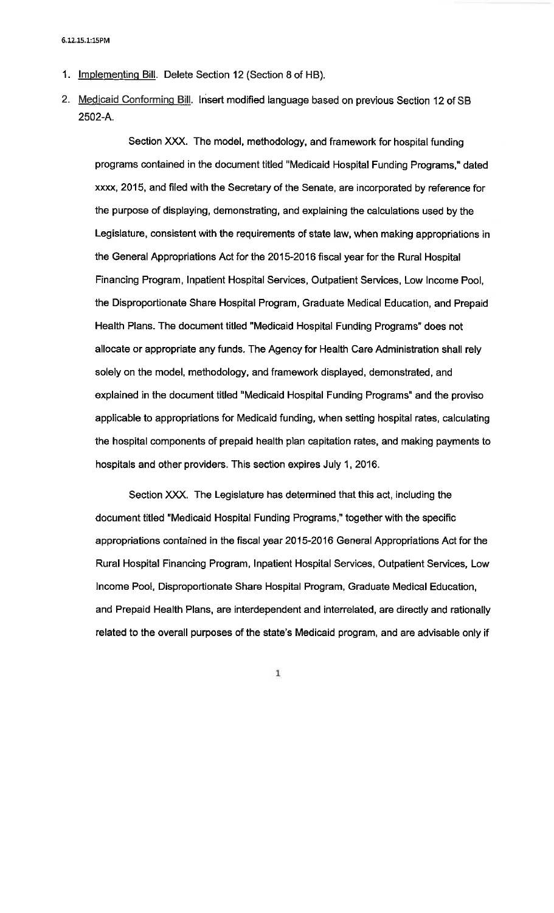6.12.15.1:15PM

1. Implementing Bill. Delete Section 12 (Section 8 of HB).

2. Medicaid Conforming Bill. Insert modified language based on previous Section 12 of SB 2502-A.

   Section XXX. The model, methodology, and framework for hospital funding programs contained in the document titled "Medicaid Hospital Funding Programs," dated xxxx, 2015, and filed with the Secretary of the Senate, are incorporated by reference for the purpose of displaying, demonstrating, and explaining the calculations used by the Legislature, consistent with the requirements of state law, when making appropriations in the General Appropriations Act for the 2015-2016 fiscal year for the Rural Hospital Financing Program, Inpatient Hospital Services, Outpatient Services, Low Income Pool, the Disproportionate Share Hospital Program, Graduate Medical Education, and Prepaid Health Plans. The document titled "Medicaid Hospital Funding Programs" does not allocate or appropriate any funds. The Agency for Health Care Administration shall rely solely on the model, methodology, and framework displayed, demonstrated, and explained in the document titled "Medicaid Hospital Funding Programs" and the proviso applicable to appropriations for Medicaid funding, when setting hospital rates, calculating the hospital components of prepaid health plan capitation rates, and making payments to hospitals and other providers. This section expires July 1, 2016.

   Section XXX. The Legislature has determined that this act, including the document titled "Medicaid Hospital Funding Programs," together with the specific appropriations contained in the fiscal year 2015-2016 General Appropriations Act for the Rural Hospital Financing Program, Inpatient Hospital Services, Outpatient Services, Low Income Pool, Disproportionate Share Hospital Program, Graduate Medical Education, and Prepaid Health Plans, are interdependent and interrelated, are directly and rationally related to the overall purposes of the state's Medicaid program, and are advisable only if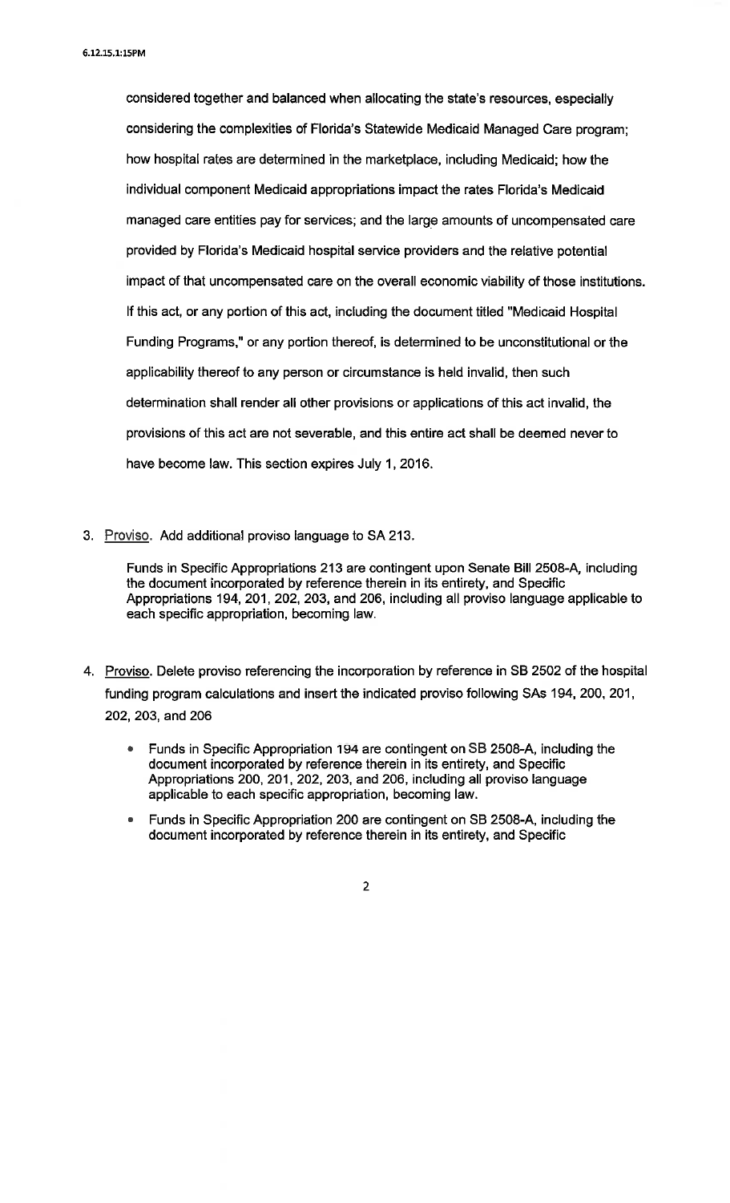considered together and balanced when allocating the state's resources, especially considering the complexities of Florida's Statewide Medicaid Managed Care program; how hospital rates are determined in the marketplace, including Medicaid; how the individual component Medicaid appropriations impact the rates Florida's Medicaid managed care entities pay for services; and the large amounts of uncompensated care provided by Florida's Medicaid hospital service providers and the relative potential impact of that uncompensated care on the overall economic viability of those institutions. If this act, or any portion of this act, including the document titled "Medicaid Hospital Funding Programs," or any portion thereof, is determined to be unconstitutional or the applicability thereof to any person or circumstance is held invalid, then such determination shall render all other provisions or applications of this act invalid, the provisions of this act are not severable, and this entire act shall be deemed never to have become law. This section expires July 1, 2016.

3. Proviso. Add additional proviso language to SA 213.

   Funds in Specific Appropriations 213 are contingent upon Senate Bill 2508-A, including the document incorporated by reference therein in its entirety, and Specific Appropriations 194, 201, 202, 203, and 206, including all proviso language applicable to each specific appropriation, becoming law.

4. Proviso. Delete proviso referencing the incorporation by reference in SB 2502 of the hospital funding program calculations and insert the indicated proviso following SAs 194, 200, 201, 202, 203, and 206

   - Funds in Specific Appropriation 194 are contingent on SB 2508-A, including the document incorporated by reference therein in its entirety, and Specific Appropriations 200, 201, 202, 203, and 206, including all proviso language applicable to each specific appropriation, becoming law.
   - Funds in Specific Appropriation 200 are contingent on SB 2508-A, including the document incorporated by reference therein in its entirety, and Specific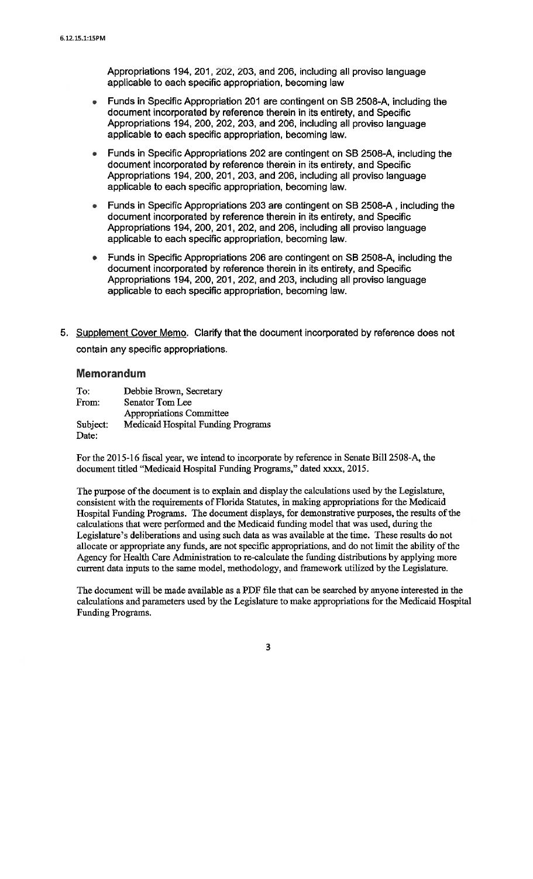Appropriations 194, 201, 202, 203, and 206, including all proviso language applicable to each specific appropriation, becoming law

- Funds in Specific Appropriation 201 are contingent on SB 2508-A, including the document incorporated by reference therein in its entirety, and Specific Appropriations 194, 200, 202, 203, and 206, including all proviso language applicable to each specific appropriation, becoming law.
- Funds in Specific Appropriations 202 are contingent on SB 2508-A, including the document incorporated by reference therein in its entirety, and Specific Appropriations 194, 200, 201, 203, and 206, including all proviso language applicable to each specific appropriation, becoming law.
- Funds in Specific Appropriations 203 are contingent on SB 2508-A , including the document incorporated by reference therein in its entirety, and Specific Appropriations 194, 200, 201, 202, and 206, including all proviso language applicable to each specific appropriation, becoming law.
- Funds in Specific Appropriations 206 are contingent on SB 2508-A, including the document incorporated by reference therein in its entirety, and Specific Appropriations 194, 200, 201, 202, and 203, including all proviso language applicable to each specific appropriation, becoming law.

5. Supplement Cover Memo. Clarify that the document incorporated by reference does not contain any specific appropriations.

## Memorandum

To: Debbie Brown, Secretary
From: Senator Tom Lee
Appropriations Committee
Subject: Medicaid Hospital Funding Programs
Date:

For the 2015-16 fiscal year, we intend to incorporate by reference in Senate Bill 2508-A, the document titled "Medicaid Hospital Funding Programs," dated xxxx, 2015.

The purpose of the document is to explain and display the calculations used by the Legislature, consistent with the requirements of Florida Statutes, in making appropriations for the Medicaid Hospital Funding Programs. The document displays, for demonstrative purposes, the results of the calculations that were performed and the Medicaid funding model that was used, during the Legislature's deliberations and using such data as was available at the time. These results do not allocate or appropriate any funds, are not specific appropriations, and do not limit the ability of the Agency for Health Care Administration to re-calculate the funding distributions by applying more current data inputs to the same model, methodology, and framework utilized by the Legislature.

The document will be made available as a PDF file that can be searched by anyone interested in the calculations and parameters used by the Legislature to make appropriations for the Medicaid Hospital Funding Programs.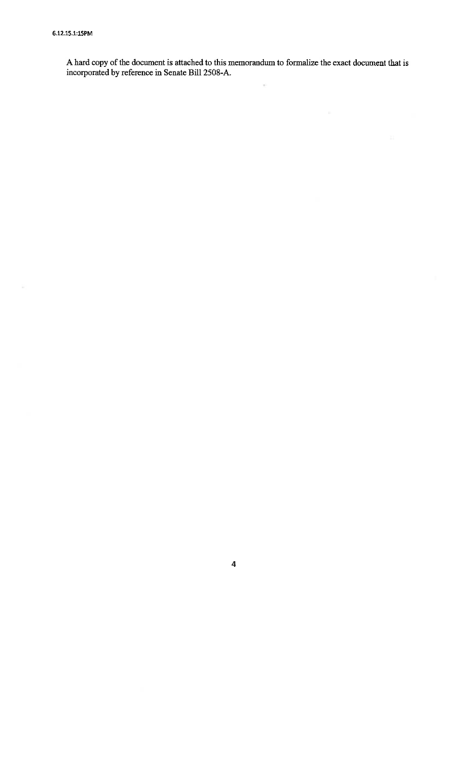A hard copy of the document is attached to this memorandum to formalize the exact document that is incorporated by reference in Senate Bill 2508-A.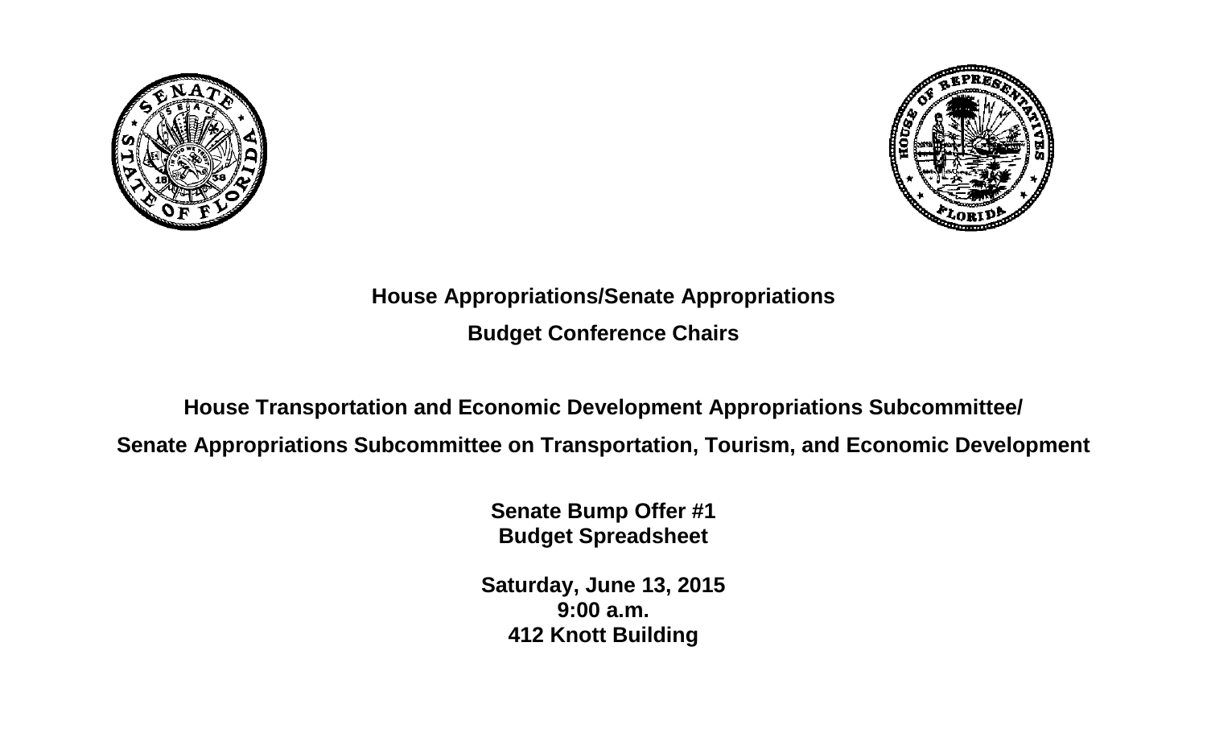**House Appropriations/Senate Appropriations**

**Budget Conference Chairs**

**House Transportation and Economic Development Appropriations Subcommittee/**

**Senate Appropriations Subcommittee on Transportation, Tourism, and Economic Development**

**Senate Bump Offer #1**
**Budget Spreadsheet**

**Saturday, June 13, 2015**
**9:00 a.m.**
**412 Knott Building**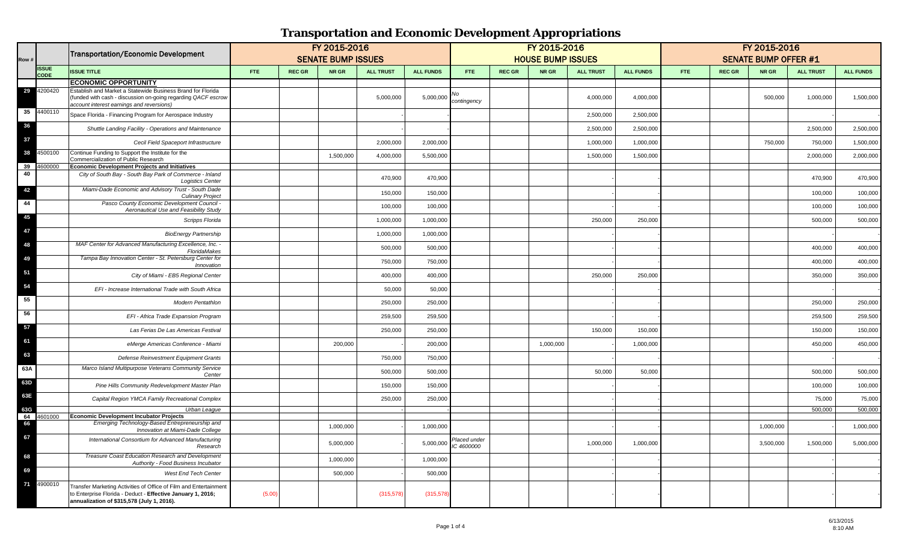# Transportation and Economic Development Appropriations

| Row # | | Transportation/Economic Development | FY 2015-2016 SENATE BUMP ISSUES | | | | | FY 2015-2016 HOUSE BUMP ISSUES | | | | | FY 2015-2016 SENATE BUMP OFFER #1 | | | | |
|---|---|---|---|---|---|---|---|---|---|---|---|---|---|---|---|---|---|
| | ISSUE CODE | ISSUE TITLE | FTE | REC GR | NR GR | ALL TRUST | ALL FUNDS | FTE | REC GR | NR GR | ALL TRUST | ALL FUNDS | FTE | REC GR | NR GR | ALL TRUST | ALL FUNDS |
| | | **ECONOMIC OPPORTUNITY** | | | | | | | | | | | | | | | |
| 29 | 4200420 | Establish and Market a Statewide Business Brand for Florida (funded with cash - discussion on-going regarding QACF escrow account interest earnings and reversions) | | | | 5,000,000 | 5,000,000 | No contingency | | | 4,000,000 | 4,000,000 | | | 500,000 | 1,000,000 | 1,500,000 |
| 35 | 4400110 | Space Florida - Financing Program for Aerospace Industry | | | | - | - | | | | 2,500,000 | 2,500,000 | | | | - | - |
| 36 | | Shuttle Landing Facility - Operations and Maintenance | | | | - | - | | | | 2,500,000 | 2,500,000 | | | | 2,500,000 | 2,500,000 |
| 37 | | Cecil Field Spaceport Infrastructure | | | | 2,000,000 | 2,000,000 | | | | 1,000,000 | 1,000,000 | | | 750,000 | 750,000 | 1,500,000 |
| 38 | 4500100 | Continue Funding to Support the Institute for the Commercialization of Public Research | | | 1,500,000 | 4,000,000 | 5,500,000 | | | | 1,500,000 | 1,500,000 | | | | 2,000,000 | 2,000,000 |
| 39 | 4600000 | **Economic Development Projects and Initiatives** | | | | | | | | | | | | | | | |
| 40 | | City of South Bay - South Bay Park of Commerce - Inland Logistics Center | | | | 470,900 | 470,900 | | | | - | - | | | | 470,900 | 470,900 |
| 42 | | Miami-Dade Economic and Advisory Trust - South Dade Culinary Project | | | | 150,000 | 150,000 | | | | - | - | | | | 100,000 | 100,000 |
| 44 | | Pasco County Economic Development Council - Aeronautical Use and Feasibility Study | | | | 100,000 | 100,000 | | | | - | - | | | | 100,000 | 100,000 |
| 45 | | Scripps Florida | | | | 1,000,000 | 1,000,000 | | | | 250,000 | 250,000 | | | | 500,000 | 500,000 |
| 47 | | BioEnergy Partnership | | | | 1,000,000 | 1,000,000 | | | | - | - | | | | - | - |
| 48 | | MAF Center for Advanced Manufacturing Excellence, Inc. - FloridaMakes | | | | 500,000 | 500,000 | | | | - | - | | | | 400,000 | 400,000 |
| 49 | | Tampa Bay Innovation Center - St. Petersburg Center for Innovation | | | | 750,000 | 750,000 | | | | - | - | | | | 400,000 | 400,000 |
| 51 | | City of Miami - EB5 Regional Center | | | | 400,000 | 400,000 | | | | 250,000 | 250,000 | | | | 350,000 | 350,000 |
| 54 | | EFI - Increase International Trade with South Africa | | | | 50,000 | 50,000 | | | | - | - | | | | - | - |
| 55 | | Modern Pentathlon | | | | 250,000 | 250,000 | | | | - | - | | | | 250,000 | 250,000 |
| 56 | | EFI - Africa Trade Expansion Program | | | | 259,500 | 259,500 | | | | - | - | | | | 259,500 | 259,500 |
| 57 | | Las Ferias De Las Americas Festival | | | | 250,000 | 250,000 | | | | 150,000 | 150,000 | | | | 150,000 | 150,000 |
| 61 | | eMerge Americas Conference - Miami | | | 200,000 | - | 200,000 | | | 1,000,000 | - | 1,000,000 | | | | 450,000 | 450,000 |
| 63 | | Defense Reinvestment Equipment Grants | | | | 750,000 | 750,000 | | | | - | - | | | | - | - |
| 63A | | Marco Island Multipurpose Veterans Community Service Center | | | | 500,000 | 500,000 | | | | 50,000 | 50,000 | | | | 500,000 | 500,000 |
| 63D | | Pine Hills Community Redevelopment Master Plan | | | | 150,000 | 150,000 | | | | - | - | | | | 100,000 | 100,000 |
| 63E | | Capital Region YMCA Family Recreational Complex | | | | 250,000 | 250,000 | | | | - | - | | | | 75,000 | 75,000 |
| 63G | | Urban League | | | | - | - | | | | - | - | | | | 500,000 | 500,000 |
| 64 | 4601000 | **Economic Development Incubator Projects** | | | | | | | | | | | | | | | |
| 66 | | Emerging Technology-Based Entrepreneurship and Innovation at Miami-Dade College | | | 1,000,000 | - | 1,000,000 | | | | - | - | | | 1,000,000 | - | 1,000,000 |
| 67 | | International Consortium for Advanced Manufacturing Research | | | 5,000,000 | - | 5,000,000 | Placed under IC 4600000 | | | 1,000,000 | 1,000,000 | | | 3,500,000 | 1,500,000 | 5,000,000 |
| 68 | | Treasure Coast Education Research and Development Authority - Food Business Incubator | | | 1,000,000 | - | 1,000,000 | | | | - | - | | | | - | - |
| 69 | | West End Tech Center | | | 500,000 | - | 500,000 | | | | - | - | | | | - | - |
| 71 | 4900010 | Transfer Marketing Activities of Office of Film and Entertainment to Enterprise Florida - Deduct - **Effective January 1, 2016; annualization of $315,578 (July 1, 2016).** | (5.00) | | | (315,578) | (315,578) | | | | - | - | | | | - | - |

6/13/2015
8:10 AM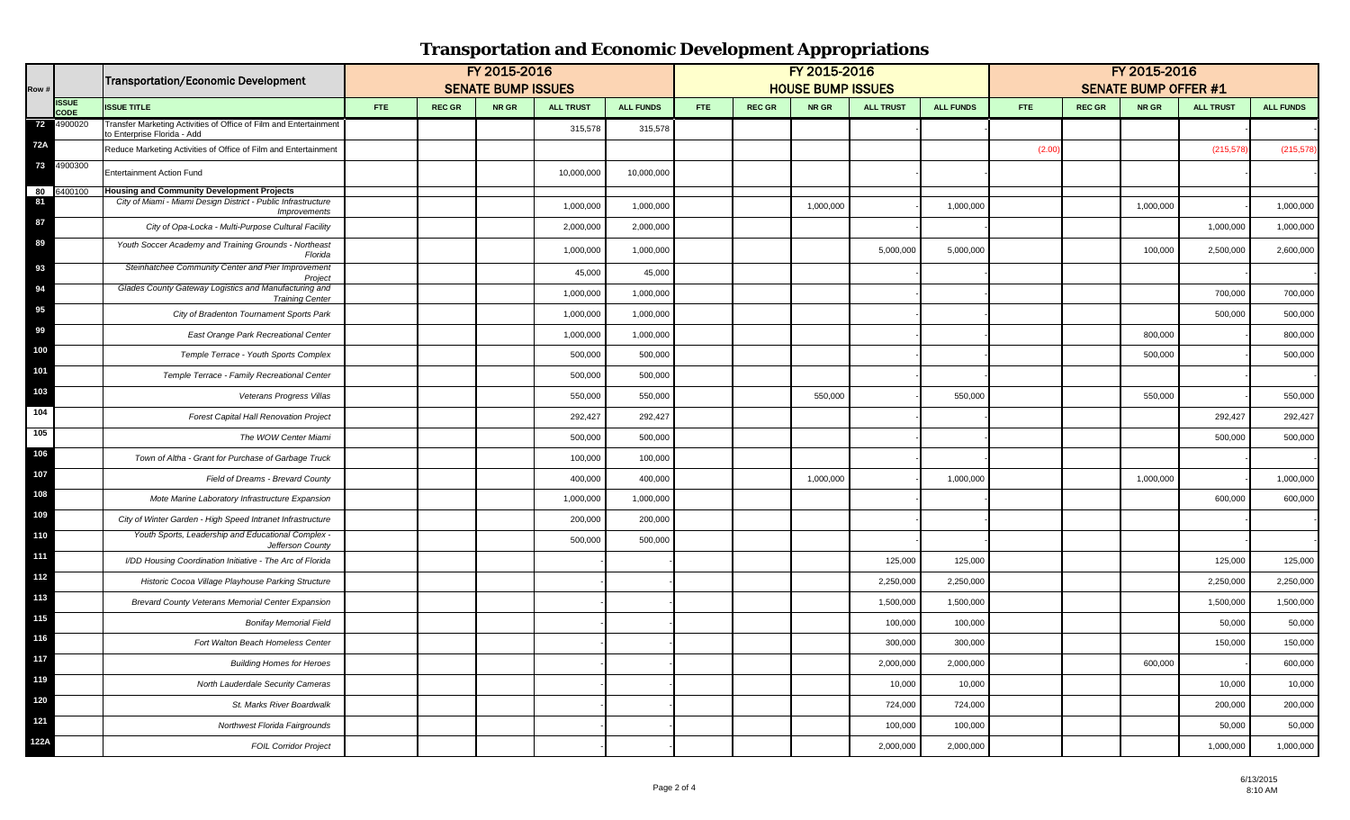# Transportation and Economic Development Appropriations

| Row # | | Transportation/Economic Development | FY 2015-2016 SENATE BUMP ISSUES | | | | | FY 2015-2016 HOUSE BUMP ISSUES | | | | | FY 2015-2016 SENATE BUMP OFFER #1 | | | | |
|---|---|---|---|---|---|---|---|---|---|---|---|---|---|---|---|---|---|
| | ISSUE CODE | ISSUE TITLE | FTE | REC GR | NR GR | ALL TRUST | ALL FUNDS | FTE | REC GR | NR GR | ALL TRUST | ALL FUNDS | FTE | REC GR | NR GR | ALL TRUST | ALL FUNDS |
| 72 | 4900020 | Transfer Marketing Activities of Office of Film and Entertainment to Enterprise Florida - Add | | | | 315,578 | 315,578 | | | | | - | | | | | - |
| 72A | | Reduce Marketing Activities of Office of Film and Entertainment | | | | | | | | | | | (2.00) | | | (215,578) | (215,578) |
| 73 | 4900300 | Entertainment Action Fund | | | | 10,000,000 | 10,000,000 | | | | | - | | | | | - |
| 80 | 6400100 | Housing and Community Development Projects | | | | | | | | | | | | | | | |
| 81 | | City of Miami - Miami Design District - Public Infrastructure Improvements | | | | 1,000,000 | 1,000,000 | | | 1,000,000 | | - | 1,000,000 | | | 1,000,000 | | 1,000,000 |
| 87 | | City of Opa-Locka - Multi-Purpose Cultural Facility | | | | 2,000,000 | 2,000,000 | | | | | - | | | | 1,000,000 | 1,000,000 |
| 89 | | Youth Soccer Academy and Training Grounds - Northeast Florida | | | | 1,000,000 | 1,000,000 | | | | 5,000,000 | 5,000,000 | | | 100,000 | 2,500,000 | 2,600,000 |
| 93 | | Steinhatchee Community Center and Pier Improvement Project | | | | 45,000 | 45,000 | | | | - | - | | | | - | - |
| 94 | | Glades County Gateway Logistics and Manufacturing and Training Center | | | | 1,000,000 | 1,000,000 | | | | - | - | | | | 700,000 | 700,000 |
| 95 | | City of Bradenton Tournament Sports Park | | | | 1,000,000 | 1,000,000 | | | | - | - | | | | 500,000 | 500,000 |
| 99 | | East Orange Park Recreational Center | | | | 1,000,000 | 1,000,000 | | | | - | - | | | 800,000 | - | 800,000 |
| 100 | | Temple Terrace - Youth Sports Complex | | | | 500,000 | 500,000 | | | | - | - | | | 500,000 | - | 500,000 |
| 101 | | Temple Terrace - Family Recreational Center | | | | 500,000 | 500,000 | | | | - | - | | | | - | - |
| 103 | | Veterans Progress Villas | | | | 550,000 | 550,000 | | | 550,000 | - | 550,000 | | | 550,000 | - | 550,000 |
| 104 | | Forest Capital Hall Renovation Project | | | | 292,427 | 292,427 | | | | - | - | | | | 292,427 | 292,427 |
| 105 | | The WOW Center Miami | | | | 500,000 | 500,000 | | | | - | - | | | | 500,000 | 500,000 |
| 106 | | Town of Altha - Grant for Purchase of Garbage Truck | | | | 100,000 | 100,000 | | | | - | - | | | | - | - |
| 107 | | Field of Dreams - Brevard County | | | | 400,000 | 400,000 | | | 1,000,000 | - | 1,000,000 | | | 1,000,000 | - | 1,000,000 |
| 108 | | Mote Marine Laboratory Infrastructure Expansion | | | | 1,000,000 | 1,000,000 | | | | - | - | | | | 600,000 | 600,000 |
| 109 | | City of Winter Garden - High Speed Intranet Infrastructure | | | | 200,000 | 200,000 | | | | - | - | | | | - | - |
| 110 | | Youth Sports, Leadership and Educational Complex - Jefferson County | | | | 500,000 | 500,000 | | | | - | - | | | | - | - |
| 111 | | I/DD Housing Coordination Initiative - The Arc of Florida | | | | - | - | | | | 125,000 | 125,000 | | | | 125,000 | 125,000 |
| 112 | | Historic Cocoa Village Playhouse Parking Structure | | | | - | - | | | | 2,250,000 | 2,250,000 | | | | 2,250,000 | 2,250,000 |
| 113 | | Brevard County Veterans Memorial Center Expansion | | | | - | - | | | | 1,500,000 | 1,500,000 | | | | 1,500,000 | 1,500,000 |
| 115 | | Bonifay Memorial Field | | | | - | - | | | | 100,000 | 100,000 | | | | 50,000 | 50,000 |
| 116 | | Fort Walton Beach Homeless Center | | | | - | - | | | | 300,000 | 300,000 | | | | 150,000 | 150,000 |
| 117 | | Building Homes for Heroes | | | | - | - | | | | 2,000,000 | 2,000,000 | | | 600,000 | - | 600,000 |
| 119 | | North Lauderdale Security Cameras | | | | - | - | | | | 10,000 | 10,000 | | | | 10,000 | 10,000 |
| 120 | | St. Marks River Boardwalk | | | | - | - | | | | 724,000 | 724,000 | | | | 200,000 | 200,000 |
| 121 | | Northwest Florida Fairgrounds | | | | - | - | | | | 100,000 | 100,000 | | | | 50,000 | 50,000 |
| 122A | | FOIL Corridor Project | | | | - | - | | | | 2,000,000 | 2,000,000 | | | | 1,000,000 | 1,000,000 |

6/13/2015
8:10 AM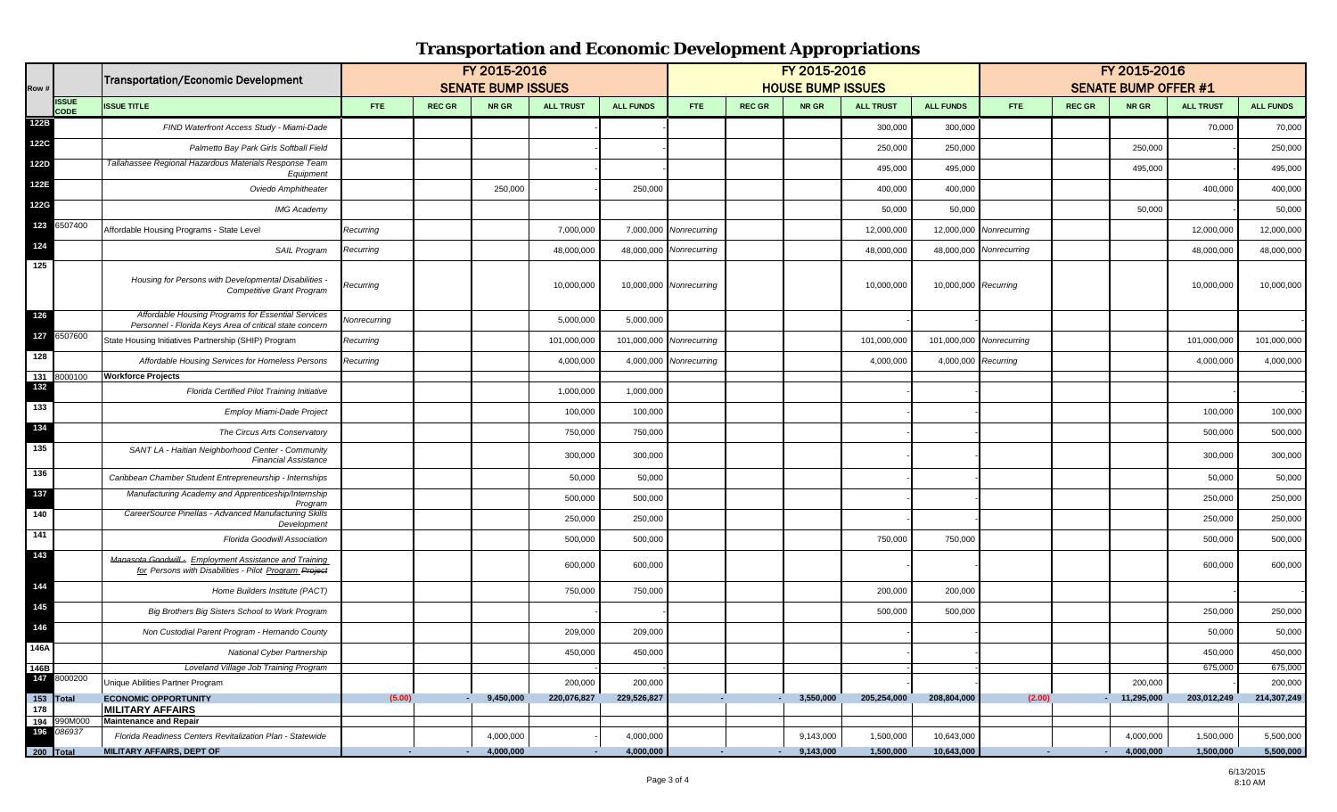# Transportation and Economic Development Appropriations

| Row # | | Transportation/Economic Development | FY 2015-2016 SENATE BUMP ISSUES | | | | | FY 2015-2016 HOUSE BUMP ISSUES | | | | | FY 2015-2016 SENATE BUMP OFFER #1 | | | | |
|---|---|---|---|---|---|---|---|---|---|---|---|---|---|---|---|---|---|
| | ISSUE CODE | ISSUE TITLE | FTE | REC GR | NR GR | ALL TRUST | ALL FUNDS | FTE | REC GR | NR GR | ALL TRUST | ALL FUNDS | FTE | REC GR | NR GR | ALL TRUST | ALL FUNDS |
| 122B | | *FIND Waterfront Access Study - Miami-Dade* | | | | - | - | | | | 300,000 | 300,000 | | | | 70,000 | 70,000 |
| 122C | | *Palmetto Bay Park Girls Softball Field* | | | | - | - | | | | 250,000 | 250,000 | | | 250,000 | - | 250,000 |
| 122D | | *Tallahassee Regional Hazardous Materials Response Team Equipment* | | | | - | - | | | | 495,000 | 495,000 | | | 495,000 | - | 495,000 |
| 122E | | *Oviedo Amphitheater* | | | 250,000 | - | 250,000 | | | | 400,000 | 400,000 | | | | 400,000 | 400,000 |
| 122G | | *IMG Academy* | | | | | | | | | 50,000 | 50,000 | | | 50,000 | - | 50,000 |
| 123 | 6507400 | Affordable Housing Programs - State Level | *Recurring* | | | 7,000,000 | 7,000,000 | *Nonrecurring* | | | 12,000,000 | 12,000,000 | *Nonrecurring* | | | 12,000,000 | 12,000,000 |
| 124 | | *SAIL Program* | *Recurring* | | | 48,000,000 | 48,000,000 | *Nonrecurring* | | | 48,000,000 | 48,000,000 | *Nonrecurring* | | | 48,000,000 | 48,000,000 |
| 125 | | *Housing for Persons with Developmental Disabilities - Competitive Grant Program* | *Recurring* | | | 10,000,000 | 10,000,000 | *Nonrecurring* | | | 10,000,000 | 10,000,000 | *Recurring* | | | 10,000,000 | 10,000,000 |
| 126 | | *Affordable Housing Programs for Essential Services Personnel - Florida Keys Area of critical state concern* | *Nonrecurring* | | | 5,000,000 | 5,000,000 | | | | | - | | | | | - |
| 127 | 6507600 | State Housing Initiatives Partnership (SHIP) Program | *Recurring* | | | 101,000,000 | 101,000,000 | *Nonrecurring* | | | 101,000,000 | 101,000,000 | *Nonrecurring* | | | 101,000,000 | 101,000,000 |
| 128 | | *Affordable Housing Services for Homeless Persons* | *Recurring* | | | 4,000,000 | 4,000,000 | *Nonrecurring* | | | 4,000,000 | 4,000,000 | *Recurring* | | | 4,000,000 | 4,000,000 |
| 131 | 8000100 | **Workforce Projects** | | | | | | | | | | | | | | | |
| 132 | | *Florida Certified Pilot Training Initiative* | | | | 1,000,000 | 1,000,000 | | | | - | - | | | | - | - |
| 133 | | *Employ Miami-Dade Project* | | | | 100,000 | 100,000 | | | | - | - | | | | 100,000 | 100,000 |
| 134 | | *The Circus Arts Conservatory* | | | | 750,000 | 750,000 | | | | - | - | | | | 500,000 | 500,000 |
| 135 | | *SANT LA - Haitian Neighborhood Center - Community Financial Assistance* | | | | 300,000 | 300,000 | | | | - | - | | | | 300,000 | 300,000 |
| 136 | | *Caribbean Chamber Student Entrepreneurship - Internships* | | | | 50,000 | 50,000 | | | | - | - | | | | 50,000 | 50,000 |
| 137 | | *Manufacturing Academy and Apprenticeship/Internship Program* | | | | 500,000 | 500,000 | | | | - | - | | | | 250,000 | 250,000 |
| 140 | | *CareerSource Pinellas - Advanced Manufacturing Skills Development* | | | | 250,000 | 250,000 | | | | - | - | | | | 250,000 | 250,000 |
| 141 | | *Florida Goodwill Association* | | | | 500,000 | 500,000 | | | | 750,000 | 750,000 | | | | 500,000 | 500,000 |
| 143 | | *Manasota Goodwill - Employment Assistance and Training for Persons with Disabilities - Pilot Program ~~Project~~* | | | | 600,000 | 600,000 | | | | - | - | | | | 600,000 | 600,000 |
| 144 | | *Home Builders Institute (PACT)* | | | | 750,000 | 750,000 | | | | 200,000 | 200,000 | | | | - | - |
| 145 | | *Big Brothers Big Sisters School to Work Program* | | | | - | - | | | | 500,000 | 500,000 | | | | 250,000 | 250,000 |
| 146 | | *Non Custodial Parent Program - Hernando County* | | | | 209,000 | 209,000 | | | | - | - | | | | 50,000 | 50,000 |
| 146A | | *National Cyber Partnership* | | | | 450,000 | 450,000 | | | | - | - | | | | 450,000 | 450,000 |
| 146B | | *Loveland Village Job Training Program* | | | | - | - | | | | - | - | | | | 675,000 | 675,000 |
| 147 | 8000200 | Unique Abilities Partner Program | | | | 200,000 | 200,000 | | | | - | - | | | 200,000 | - | 200,000 |
| 153 | Total | **ECONOMIC OPPORTUNITY** | (5.00) | - | 9,450,000 | 220,076,827 | 229,526,827 | - | - | 3,550,000 | 205,254,000 | 208,804,000 | (2.00) | - | 11,295,000 | 203,012,249 | 214,307,249 |
| 178 | | **MILITARY AFFAIRS** | | | | | | | | | | | | | | | |
| 194 | 990M000 | **Maintenance and Repair** | | | | | | | | | | | | | | | |
| 196 | 086937 | *Florida Readiness Centers Revitalization Plan - Statewide* | | | 4,000,000 | - | 4,000,000 | | | 9,143,000 | 1,500,000 | 10,643,000 | | | 4,000,000 | 1,500,000 | 5,500,000 |
| 200 | Total | **MILITARY AFFAIRS, DEPT OF** | - | - | 4,000,000 | - | 4,000,000 | - | - | 9,143,000 | 1,500,000 | 10,643,000 | - | - | 4,000,000 | 1,500,000 | 5,500,000 |

6/13/2015
8:10 AM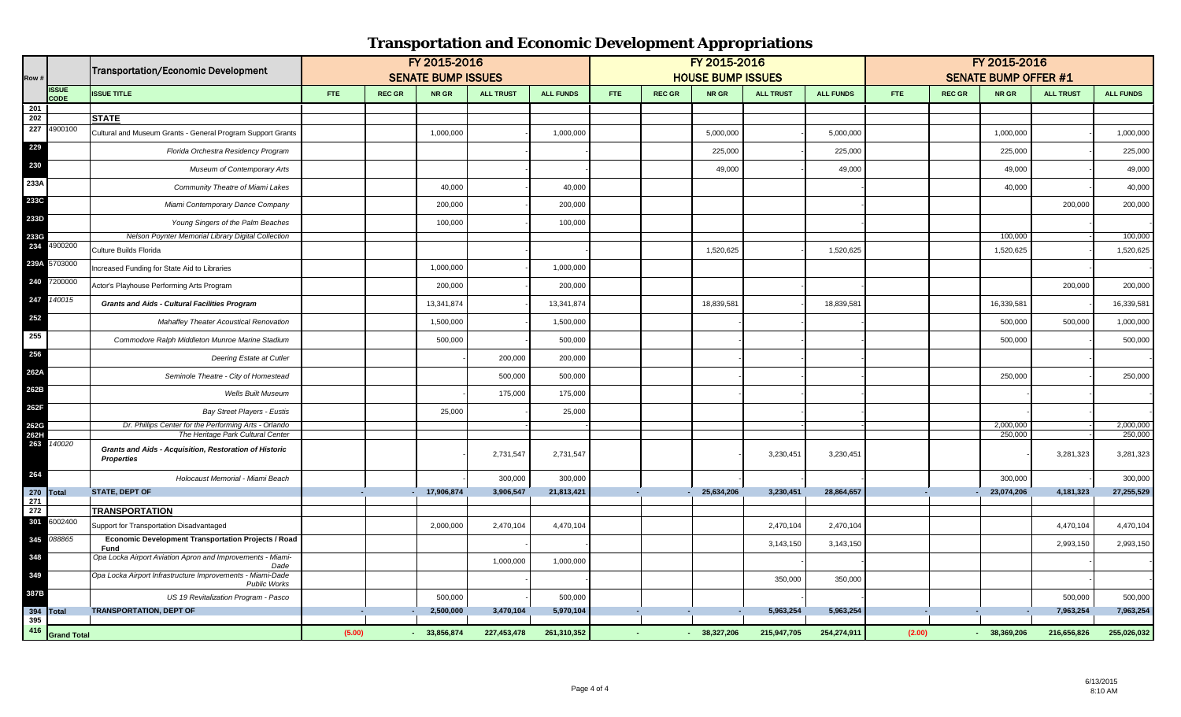# Transportation and Economic Development Appropriations

| Row # | | Transportation/Economic Development | FY 2015-2016 SENATE BUMP ISSUES | | | | | FY 2015-2016 HOUSE BUMP ISSUES | | | | | FY 2015-2016 SENATE BUMP OFFER #1 | | | | |
|---|---|---|---|---|---|---|---|---|---|---|---|---|---|---|---|---|---|
| | ISSUE CODE | ISSUE TITLE | FTE | REC GR | NR GR | ALL TRUST | ALL FUNDS | FTE | REC GR | NR GR | ALL TRUST | ALL FUNDS | FTE | REC GR | NR GR | ALL TRUST | ALL FUNDS |
| 201 | | | | | | | | | | | | | | | | | |
| 202 | | **STATE** | | | | | | | | | | | | | | | |
| 227 | 4900100 | Cultural and Museum Grants - General Program Support Grants | | | 1,000,000 | | 1,000,000 | | | 5,000,000 | | 5,000,000 | | | 1,000,000 | - | 1,000,000 |
| 229 | | *Florida Orchestra Residency Program* | | | | | - | | | 225,000 | | 225,000 | | | 225,000 | - | 225,000 |
| 230 | | *Museum of Contemporary Arts* | | | | | - | | | 49,000 | | 49,000 | | | 49,000 | - | 49,000 |
| 233A | | *Community Theatre of Miami Lakes* | | | 40,000 | - | 40,000 | | | | | - | | | 40,000 | - | 40,000 |
| 233C | | *Miami Contemporary Dance Company* | | | 200,000 | - | 200,000 | | | | | - | | | | 200,000 | 200,000 |
| 233D | | *Young Singers of the Palm Beaches* | | | 100,000 | - | 100,000 | | | | | - | | | | | - |
| 233G | | *Nelson Poynter Memorial Library Digital Collection* | | | | | | | | | | - | | | 100,000 | - | 100,000 |
| 234 | 4900200 | Culture Builds Florida | | | | - | | | | 1,520,625 | - | 1,520,625 | | | 1,520,625 | - | 1,520,625 |
| 239A | 5703000 | Increased Funding for State Aid to Libraries | | | 1,000,000 | - | 1,000,000 | | | | | | | | | | - |
| 240 | 7200000 | Actor's Playhouse Performing Arts Program | | | 200,000 | - | 200,000 | | | | - | - | | | | 200,000 | 200,000 |
| 247 | 140015 | ***Grants and Aids - Cultural Facilities Program*** | | | 13,341,874 | - | 13,341,874 | | | 18,839,581 | - | 18,839,581 | | | 16,339,581 | - | 16,339,581 |
| 252 | | *Mahaffey Theater Acoustical Renovation* | | | 1,500,000 | - | 1,500,000 | | | - | - | - | | | 500,000 | 500,000 | 1,000,000 |
| 255 | | *Commodore Ralph Middleton Munroe Marine Stadium* | | | 500,000 | - | 500,000 | | | - | - | - | | | 500,000 | - | 500,000 |
| 256 | | *Deering Estate at Cutler* | | | - | 200,000 | 200,000 | | | - | - | - | | | | | - |
| 262A | | *Seminole Theatre - City of Homestead* | | | | 500,000 | 500,000 | | | - | - | - | | | 250,000 | - | 250,000 |
| 262B | | *Wells Built Museum* | | | - | 175,000 | 175,000 | | | - | - | - | | | - | - | - |
| 262F | | *Bay Street Players - Eustis* | | | 25,000 | - | 25,000 | | | - | - | - | | | - | - | - |
| 262G | | *Dr. Phillips Center for the Performing Arts - Orlando* | | | | - | - | | | | - | - | | | 2,000,000 | - | 2,000,000 |
| 262H | | *The Heritage Park Cultural Center* | | | | | | | | | | | | | 250,000 | - | 250,000 |
| 263 | 140020 | ***Grants and Aids - Acquisition, Restoration of Historic Properties*** | | | - | 2,731,547 | 2,731,547 | | | - | 3,230,451 | 3,230,451 | | | - | 3,281,323 | 3,281,323 |
| 264 | | *Holocaust Memorial - Miami Beach* | | | - | 300,000 | 300,000 | | | - | - | - | | | 300,000 | - | 300,000 |
| 270 | Total | **STATE, DEPT OF** | - | - | 17,906,874 | 3,906,547 | 21,813,421 | - | - | 25,634,206 | 3,230,451 | 28,864,657 | - | - | 23,074,206 | 4,181,323 | 27,255,529 |
| 271 | | | | | | | | | | | | | | | | | |
| 272 | | **TRANSPORTATION** | | | | | | | | | | | | | | | |
| 301 | 6002400 | Support for Transportation Disadvantaged | | | 2,000,000 | 2,470,104 | 4,470,104 | | | | 2,470,104 | 2,470,104 | | | | 4,470,104 | 4,470,104 |
| 345 | 088865 | **Economic Development Transportation Projects / Road Fund** | | | | - | - | | | | 3,143,150 | 3,143,150 | | | | 2,993,150 | 2,993,150 |
| 348 | | *Opa Locka Airport Aviation Apron and Improvements - Miami-Dade* | | | | 1,000,000 | 1,000,000 | | | | - | - | | | | - | - |
| 349 | | *Opa Locka Airport Infrastructure Improvements - Miami-Dade Public Works* | | | | - | - | | | | 350,000 | 350,000 | | | | - | - |
| 387B | | *US 19 Revitalization Program - Pasco* | | | 500,000 | - | 500,000 | | | | - | - | | | | 500,000 | 500,000 |
| 394 | Total | **TRANSPORTATION, DEPT OF** | - | - | 2,500,000 | 3,470,104 | 5,970,104 | - | - | - | 5,963,254 | 5,963,254 | - | - | - | 7,963,254 | 7,963,254 |
| 395 | | | | | | | | | | | | | | | | | |
| 416 | Grand Total | | (5.00) | - | 33,856,874 | 227,453,478 | 261,310,352 | - | - | 38,327,206 | 215,947,705 | 254,274,911 | (2.00) | - | 38,369,206 | 216,656,826 | 255,026,032 |

6/13/2015
8:10 AM